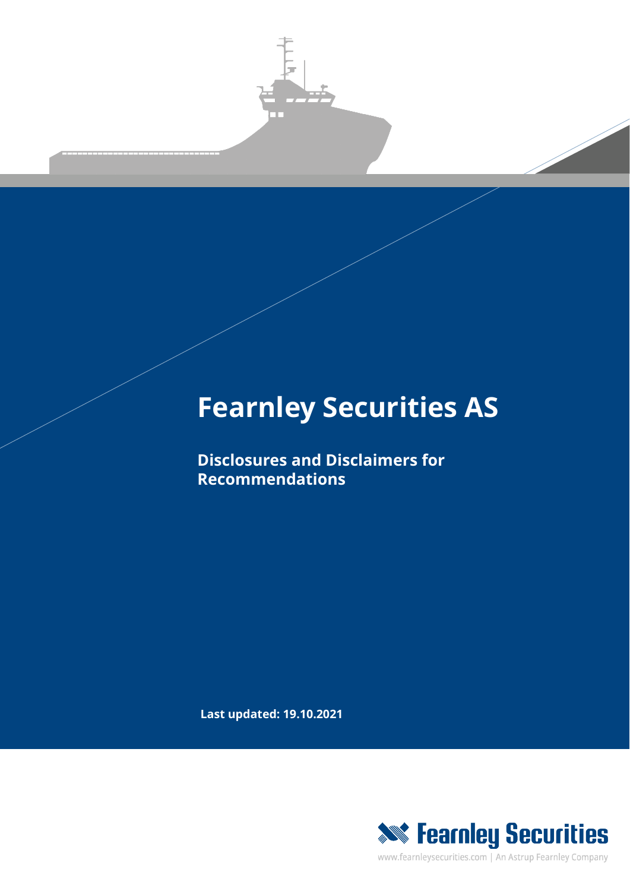# Fearnley Securities AS

**Disclosures and Disclaimers for Recommendations**

**Last updated: 19.10.2021**

Fearnley Securities

www.fearnleysecurities.com | An Astrup Fearnley Company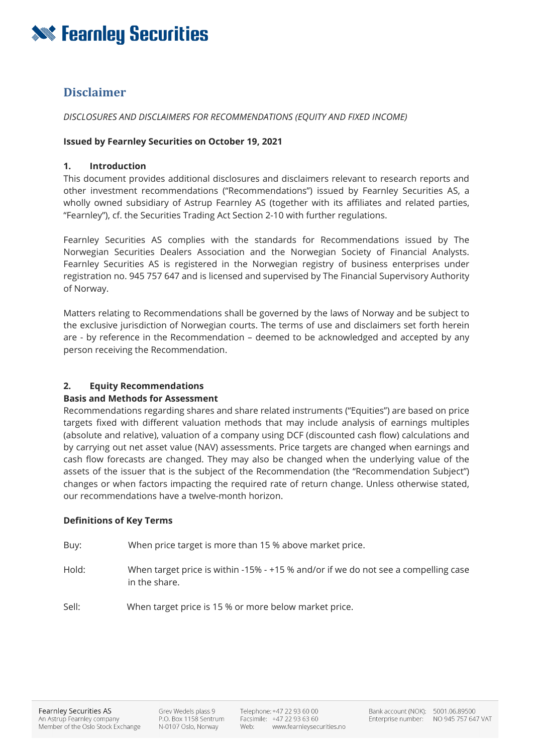# Disclaimer

*DISCLOSURES AND DISCLAIMERS FOR RECOMMENDATIONS (EQUITY AND FIXED INCOME)*

**Issued by Fearnley Securities on October 19, 2021**

## 1. Introduction

This document provides additional disclosures and disclaimers relevant to research reports and other investment recommendations ("Recommendations") issued by Fearnley Securities AS, a wholly owned subsidiary of Astrup Fearnley AS (together with its affiliates and related parties, "Fearnley"), cf. the Securities Trading Act Section 2-10 with further regulations.

Fearnley Securities AS complies with the standards for Recommendations issued by The Norwegian Securities Dealers Association and the Norwegian Society of Financial Analysts. Fearnley Securities AS is registered in the Norwegian registry of business enterprises under registration no. 945 757 647 and is licensed and supervised by The Financial Supervisory Authority of Norway.

Matters relating to Recommendations shall be governed by the laws of Norway and be subject to the exclusive jurisdiction of Norwegian courts. The terms of use and disclaimers set forth herein are - by reference in the Recommendation – deemed to be acknowledged and accepted by any person receiving the Recommendation.

## 2. Equity Recommendations

**Basis and Methods for Assessment**

Recommendations regarding shares and share related instruments ("Equities") are based on price targets fixed with different valuation methods that may include analysis of earnings multiples (absolute and relative), valuation of a company using DCF (discounted cash flow) calculations and by carrying out net asset value (NAV) assessments. Price targets are changed when earnings and cash flow forecasts are changed. They may also be changed when the underlying value of the assets of the issuer that is the subject of the Recommendation (the "Recommendation Subject") changes or when factors impacting the required rate of return change. Unless otherwise stated, our recommendations have a twelve-month horizon.

**Definitions of Key Terms**

Buy: When price target is more than 15 % above market price.

Hold: When target price is within -15% - +15 % and/or if we do not see a compelling case in the share.

Sell: When target price is 15 % or more below market price.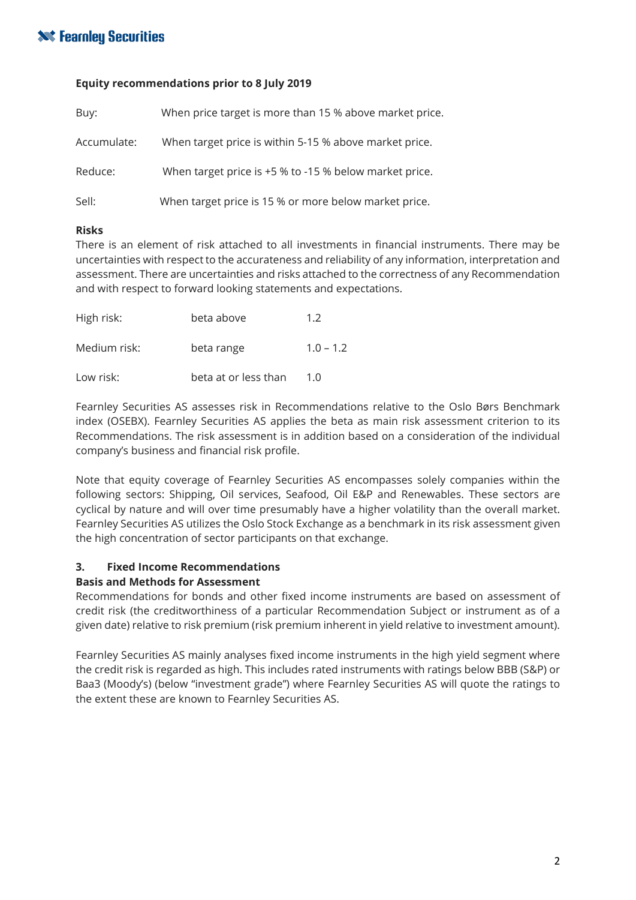**Equity recommendations prior to 8 July 2019**

| | |
|---|---|
| Buy: | When price target is more than 15 % above market price. |
| Accumulate: | When target price is within 5-15 % above market price. |
| Reduce: | When target price is +5 % to -15 % below market price. |
| Sell: | When target price is 15 % or more below market price. |

**Risks**

There is an element of risk attached to all investments in financial instruments. There may be uncertainties with respect to the accurateness and reliability of any information, interpretation and assessment. There are uncertainties and risks attached to the correctness of any Recommendation and with respect to forward looking statements and expectations.

| | | |
|---|---|---|
| High risk: | beta above | 1.2 |
| Medium risk: | beta range | 1.0 – 1.2 |
| Low risk: | beta at or less than | 1.0 |

Fearnley Securities AS assesses risk in Recommendations relative to the Oslo Børs Benchmark index (OSEBX). Fearnley Securities AS applies the beta as main risk assessment criterion to its Recommendations. The risk assessment is in addition based on a consideration of the individual company's business and financial risk profile.

Note that equity coverage of Fearnley Securities AS encompasses solely companies within the following sectors: Shipping, Oil services, Seafood, Oil E&P and Renewables. These sectors are cyclical by nature and will over time presumably have a higher volatility than the overall market. Fearnley Securities AS utilizes the Oslo Stock Exchange as a benchmark in its risk assessment given the high concentration of sector participants on that exchange.

## 3. Fixed Income Recommendations

**Basis and Methods for Assessment**

Recommendations for bonds and other fixed income instruments are based on assessment of credit risk (the creditworthiness of a particular Recommendation Subject or instrument as of a given date) relative to risk premium (risk premium inherent in yield relative to investment amount).

Fearnley Securities AS mainly analyses fixed income instruments in the high yield segment where the credit risk is regarded as high. This includes rated instruments with ratings below BBB (S&P) or Baa3 (Moody's) (below "investment grade") where Fearnley Securities AS will quote the ratings to the extent these are known to Fearnley Securities AS.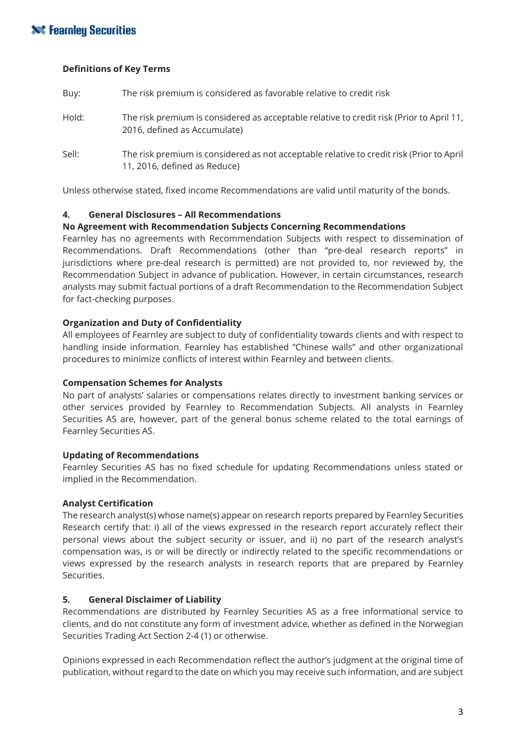### Definitions of Key Terms

| | |
|---|---|
| Buy: | The risk premium is considered as favorable relative to credit risk |
| Hold: | The risk premium is considered as acceptable relative to credit risk (Prior to April 11, 2016, defined as Accumulate) |
| Sell: | The risk premium is considered as not acceptable relative to credit risk (Prior to April 11, 2016, defined as Reduce) |

Unless otherwise stated, fixed income Recommendations are valid until maturity of the bonds.

## 4. General Disclosures – All Recommendations

### No Agreement with Recommendation Subjects Concerning Recommendations

Fearnley has no agreements with Recommendation Subjects with respect to dissemination of Recommendations. Draft Recommendations (other than "pre-deal research reports" in jurisdictions where pre-deal research is permitted) are not provided to, nor reviewed by, the Recommendation Subject in advance of publication. However, in certain circumstances, research analysts may submit factual portions of a draft Recommendation to the Recommendation Subject for fact-checking purposes.

### Organization and Duty of Confidentiality

All employees of Fearnley are subject to duty of confidentiality towards clients and with respect to handling inside information. Fearnley has established "Chinese walls" and other organizational procedures to minimize conflicts of interest within Fearnley and between clients.

### Compensation Schemes for Analysts

No part of analysts' salaries or compensations relates directly to investment banking services or other services provided by Fearnley to Recommendation Subjects. All analysts in Fearnley Securities AS are, however, part of the general bonus scheme related to the total earnings of Fearnley Securities AS.

### Updating of Recommendations

Fearnley Securities AS has no fixed schedule for updating Recommendations unless stated or implied in the Recommendation.

### Analyst Certification

The research analyst(s) whose name(s) appear on research reports prepared by Fearnley Securities Research certify that: i) all of the views expressed in the research report accurately reflect their personal views about the subject security or issuer, and ii) no part of the research analyst's compensation was, is or will be directly or indirectly related to the specific recommendations or views expressed by the research analysts in research reports that are prepared by Fearnley Securities.

## 5. General Disclaimer of Liability

Recommendations are distributed by Fearnley Securities AS as a free informational service to clients, and do not constitute any form of investment advice, whether as defined in the Norwegian Securities Trading Act Section 2-4 (1) or otherwise.

Opinions expressed in each Recommendation reflect the author's judgment at the original time of publication, without regard to the date on which you may receive such information, and are subject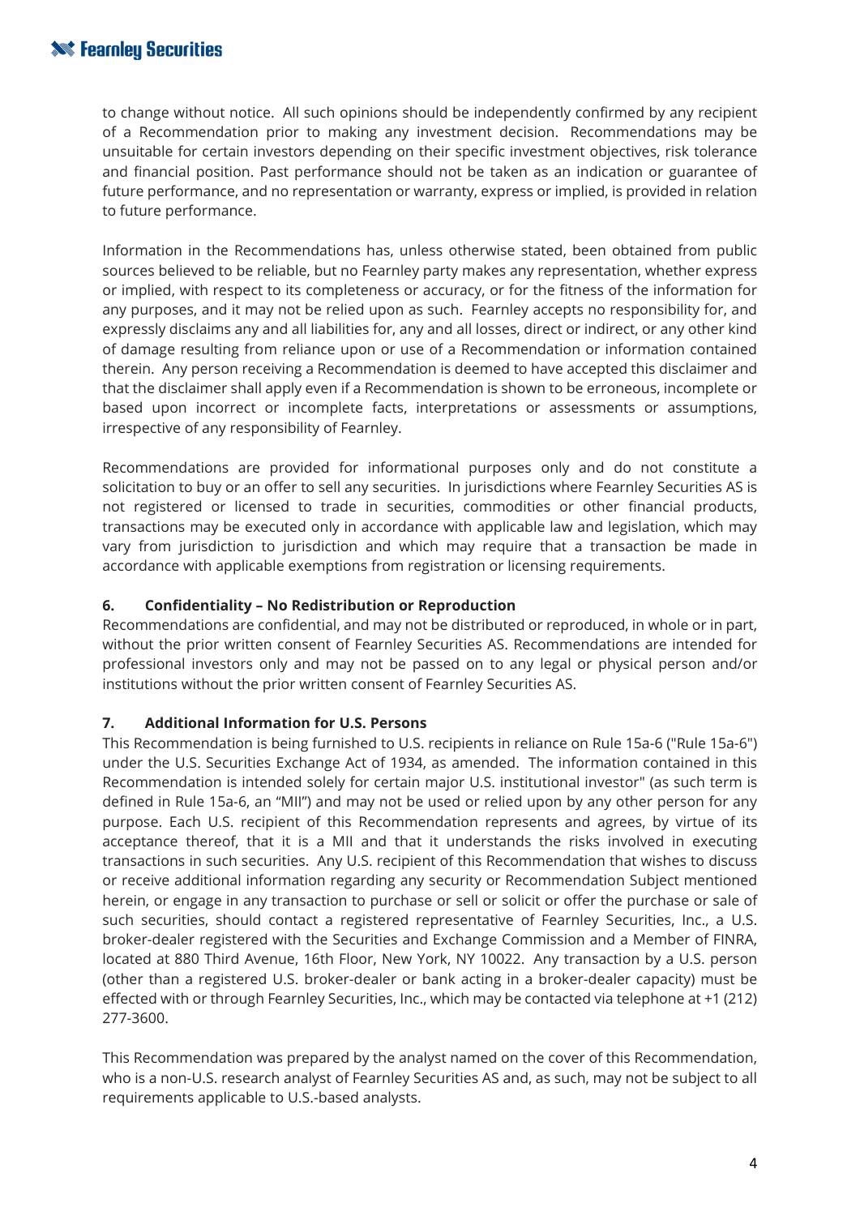to change without notice. All such opinions should be independently confirmed by any recipient of a Recommendation prior to making any investment decision. Recommendations may be unsuitable for certain investors depending on their specific investment objectives, risk tolerance and financial position. Past performance should not be taken as an indication or guarantee of future performance, and no representation or warranty, express or implied, is provided in relation to future performance.

Information in the Recommendations has, unless otherwise stated, been obtained from public sources believed to be reliable, but no Fearnley party makes any representation, whether express or implied, with respect to its completeness or accuracy, or for the fitness of the information for any purposes, and it may not be relied upon as such. Fearnley accepts no responsibility for, and expressly disclaims any and all liabilities for, any and all losses, direct or indirect, or any other kind of damage resulting from reliance upon or use of a Recommendation or information contained therein. Any person receiving a Recommendation is deemed to have accepted this disclaimer and that the disclaimer shall apply even if a Recommendation is shown to be erroneous, incomplete or based upon incorrect or incomplete facts, interpretations or assessments or assumptions, irrespective of any responsibility of Fearnley.

Recommendations are provided for informational purposes only and do not constitute a solicitation to buy or an offer to sell any securities. In jurisdictions where Fearnley Securities AS is not registered or licensed to trade in securities, commodities or other financial products, transactions may be executed only in accordance with applicable law and legislation, which may vary from jurisdiction to jurisdiction and which may require that a transaction be made in accordance with applicable exemptions from registration or licensing requirements.

**6. Confidentiality – No Redistribution or Reproduction**

Recommendations are confidential, and may not be distributed or reproduced, in whole or in part, without the prior written consent of Fearnley Securities AS. Recommendations are intended for professional investors only and may not be passed on to any legal or physical person and/or institutions without the prior written consent of Fearnley Securities AS.

**7. Additional Information for U.S. Persons**

This Recommendation is being furnished to U.S. recipients in reliance on Rule 15a-6 ("Rule 15a-6") under the U.S. Securities Exchange Act of 1934, as amended. The information contained in this Recommendation is intended solely for certain major U.S. institutional investor" (as such term is defined in Rule 15a-6, an "MII") and may not be used or relied upon by any other person for any purpose. Each U.S. recipient of this Recommendation represents and agrees, by virtue of its acceptance thereof, that it is a MII and that it understands the risks involved in executing transactions in such securities. Any U.S. recipient of this Recommendation that wishes to discuss or receive additional information regarding any security or Recommendation Subject mentioned herein, or engage in any transaction to purchase or sell or solicit or offer the purchase or sale of such securities, should contact a registered representative of Fearnley Securities, Inc., a U.S. broker-dealer registered with the Securities and Exchange Commission and a Member of FINRA, located at 880 Third Avenue, 16th Floor, New York, NY 10022. Any transaction by a U.S. person (other than a registered U.S. broker-dealer or bank acting in a broker-dealer capacity) must be effected with or through Fearnley Securities, Inc., which may be contacted via telephone at +1 (212) 277-3600.

This Recommendation was prepared by the analyst named on the cover of this Recommendation, who is a non-U.S. research analyst of Fearnley Securities AS and, as such, may not be subject to all requirements applicable to U.S.-based analysts.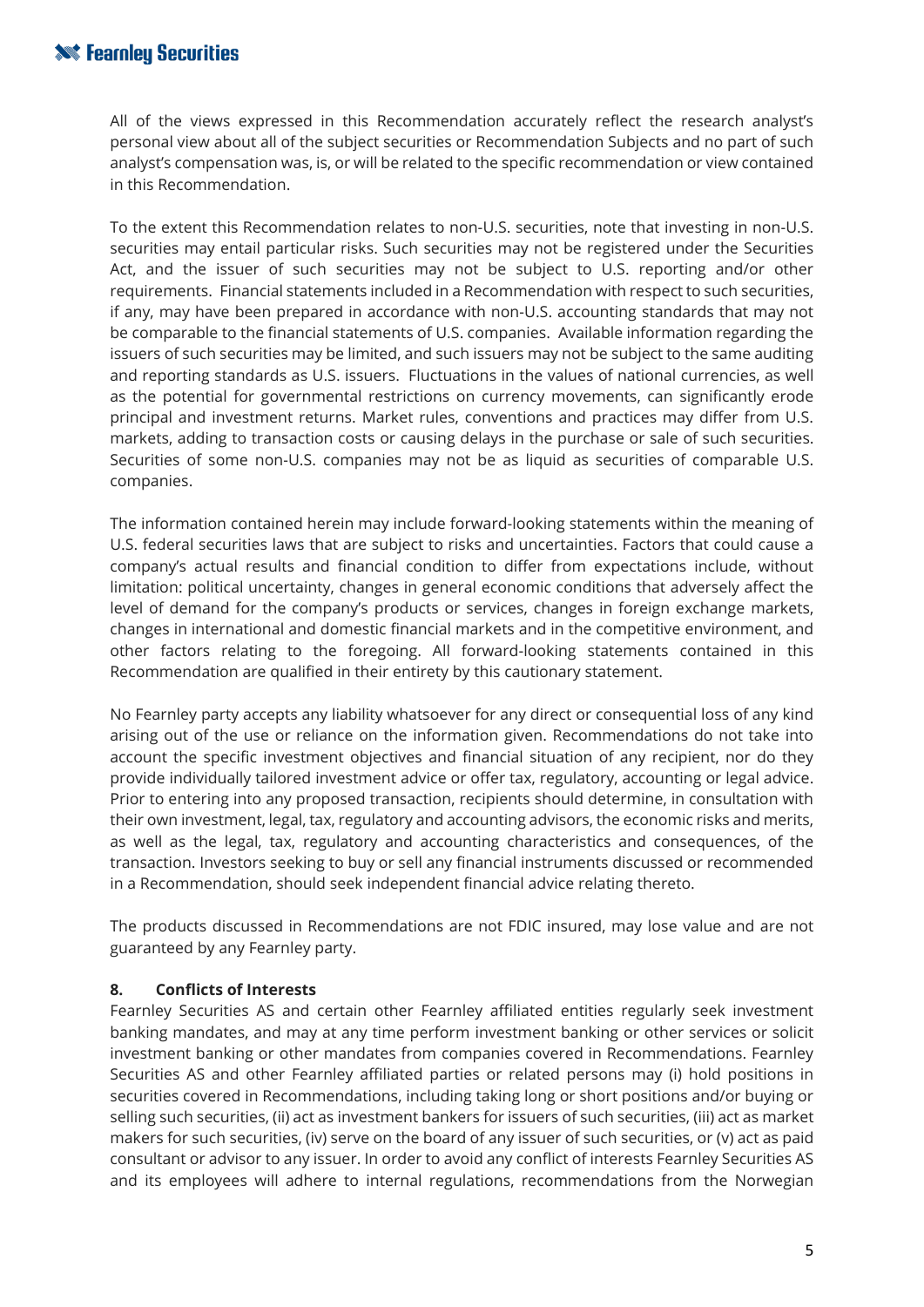All of the views expressed in this Recommendation accurately reflect the research analyst's personal view about all of the subject securities or Recommendation Subjects and no part of such analyst's compensation was, is, or will be related to the specific recommendation or view contained in this Recommendation.

To the extent this Recommendation relates to non-U.S. securities, note that investing in non-U.S. securities may entail particular risks. Such securities may not be registered under the Securities Act, and the issuer of such securities may not be subject to U.S. reporting and/or other requirements. Financial statements included in a Recommendation with respect to such securities, if any, may have been prepared in accordance with non-U.S. accounting standards that may not be comparable to the financial statements of U.S. companies. Available information regarding the issuers of such securities may be limited, and such issuers may not be subject to the same auditing and reporting standards as U.S. issuers. Fluctuations in the values of national currencies, as well as the potential for governmental restrictions on currency movements, can significantly erode principal and investment returns. Market rules, conventions and practices may differ from U.S. markets, adding to transaction costs or causing delays in the purchase or sale of such securities. Securities of some non-U.S. companies may not be as liquid as securities of comparable U.S. companies.

The information contained herein may include forward-looking statements within the meaning of U.S. federal securities laws that are subject to risks and uncertainties. Factors that could cause a company's actual results and financial condition to differ from expectations include, without limitation: political uncertainty, changes in general economic conditions that adversely affect the level of demand for the company's products or services, changes in foreign exchange markets, changes in international and domestic financial markets and in the competitive environment, and other factors relating to the foregoing. All forward-looking statements contained in this Recommendation are qualified in their entirety by this cautionary statement.

No Fearnley party accepts any liability whatsoever for any direct or consequential loss of any kind arising out of the use or reliance on the information given. Recommendations do not take into account the specific investment objectives and financial situation of any recipient, nor do they provide individually tailored investment advice or offer tax, regulatory, accounting or legal advice. Prior to entering into any proposed transaction, recipients should determine, in consultation with their own investment, legal, tax, regulatory and accounting advisors, the economic risks and merits, as well as the legal, tax, regulatory and accounting characteristics and consequences, of the transaction. Investors seeking to buy or sell any financial instruments discussed or recommended in a Recommendation, should seek independent financial advice relating thereto.

The products discussed in Recommendations are not FDIC insured, may lose value and are not guaranteed by any Fearnley party.

**8. Conflicts of Interests**

Fearnley Securities AS and certain other Fearnley affiliated entities regularly seek investment banking mandates, and may at any time perform investment banking or other services or solicit investment banking or other mandates from companies covered in Recommendations. Fearnley Securities AS and other Fearnley affiliated parties or related persons may (i) hold positions in securities covered in Recommendations, including taking long or short positions and/or buying or selling such securities, (ii) act as investment bankers for issuers of such securities, (iii) act as market makers for such securities, (iv) serve on the board of any issuer of such securities, or (v) act as paid consultant or advisor to any issuer. In order to avoid any conflict of interests Fearnley Securities AS and its employees will adhere to internal regulations, recommendations from the Norwegian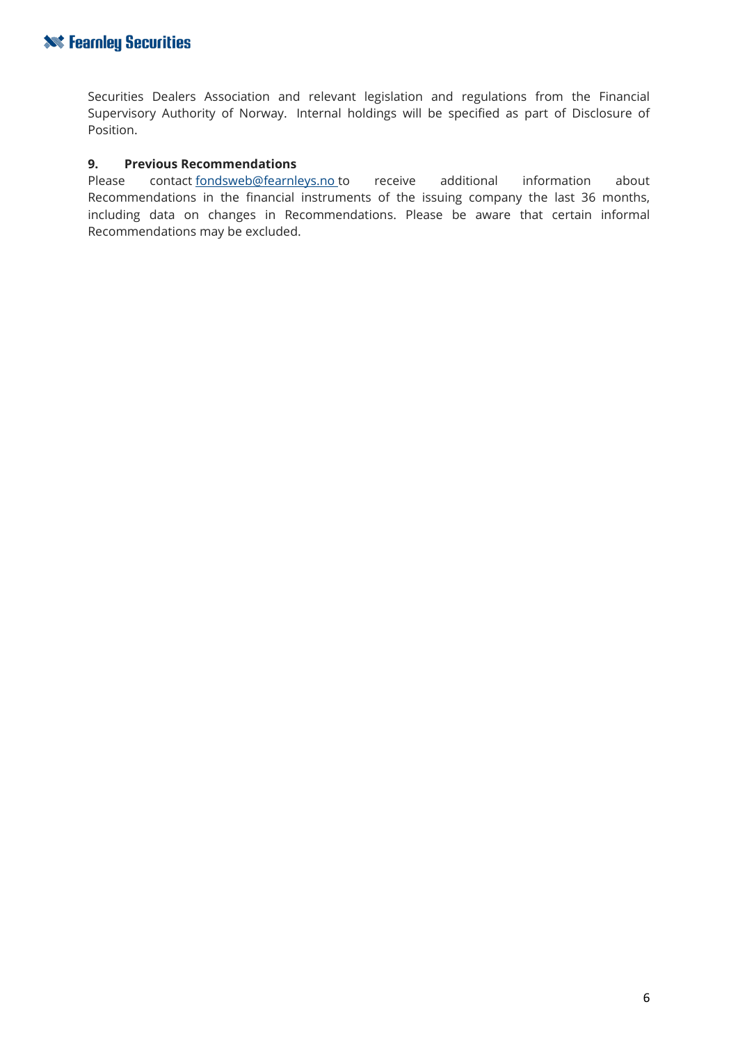Securities Dealers Association and relevant legislation and regulations from the Financial Supervisory Authority of Norway. Internal holdings will be specified as part of Disclosure of Position.

### 9. Previous Recommendations

Please contact fondsweb@fearnleys.no to receive additional information about Recommendations in the financial instruments of the issuing company the last 36 months, including data on changes in Recommendations. Please be aware that certain informal Recommendations may be excluded.